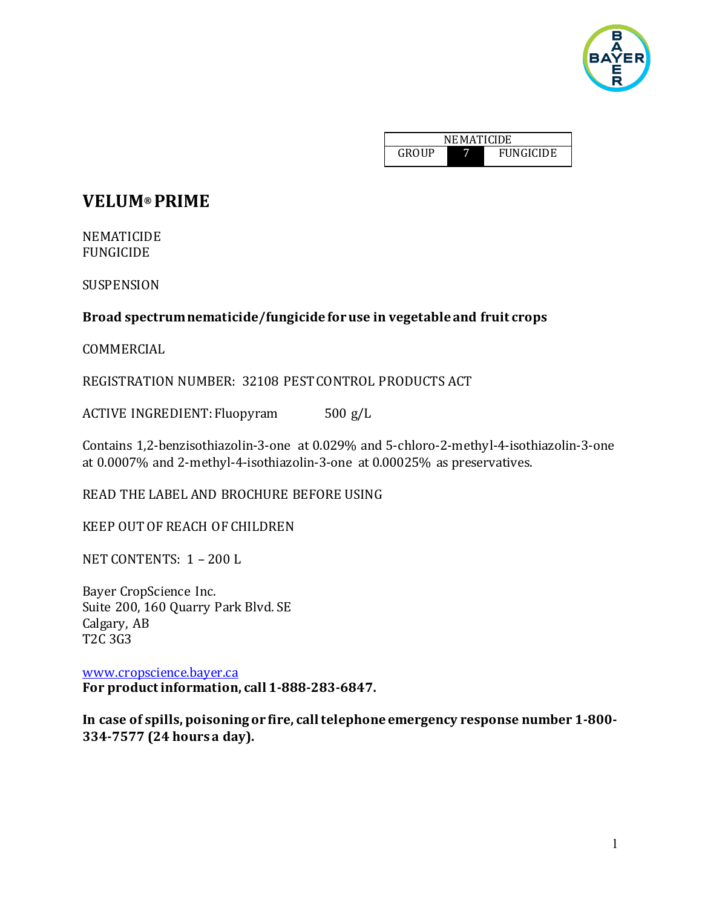| NEMATICIDE | | |
|---|---|---|
| GROUP | 7 | FUNGICIDE |

# VELUM® PRIME

NEMATICIDE
FUNGICIDE

SUSPENSION

**Broad spectrum nematicide/fungicide for use in vegetable and fruit crops**

COMMERCIAL

REGISTRATION NUMBER: 32108 PEST CONTROL PRODUCTS ACT

ACTIVE INGREDIENT: Fluopyram 500 g/L

Contains 1,2-benzisothiazolin-3-one at 0.029% and 5-chloro-2-methyl-4-isothiazolin-3-one at 0.0007% and 2-methyl-4-isothiazolin-3-one at 0.00025% as preservatives.

READ THE LABEL AND BROCHURE BEFORE USING

KEEP OUT OF REACH OF CHILDREN

NET CONTENTS: 1 – 200 L

Bayer CropScience Inc.
Suite 200, 160 Quarry Park Blvd. SE
Calgary, AB
T2C 3G3

www.cropscience.bayer.ca
**For product information, call 1-888-283-6847.**

**In case of spills, poisoning or fire, call telephone emergency response number 1-800-334-7577 (24 hours a day).**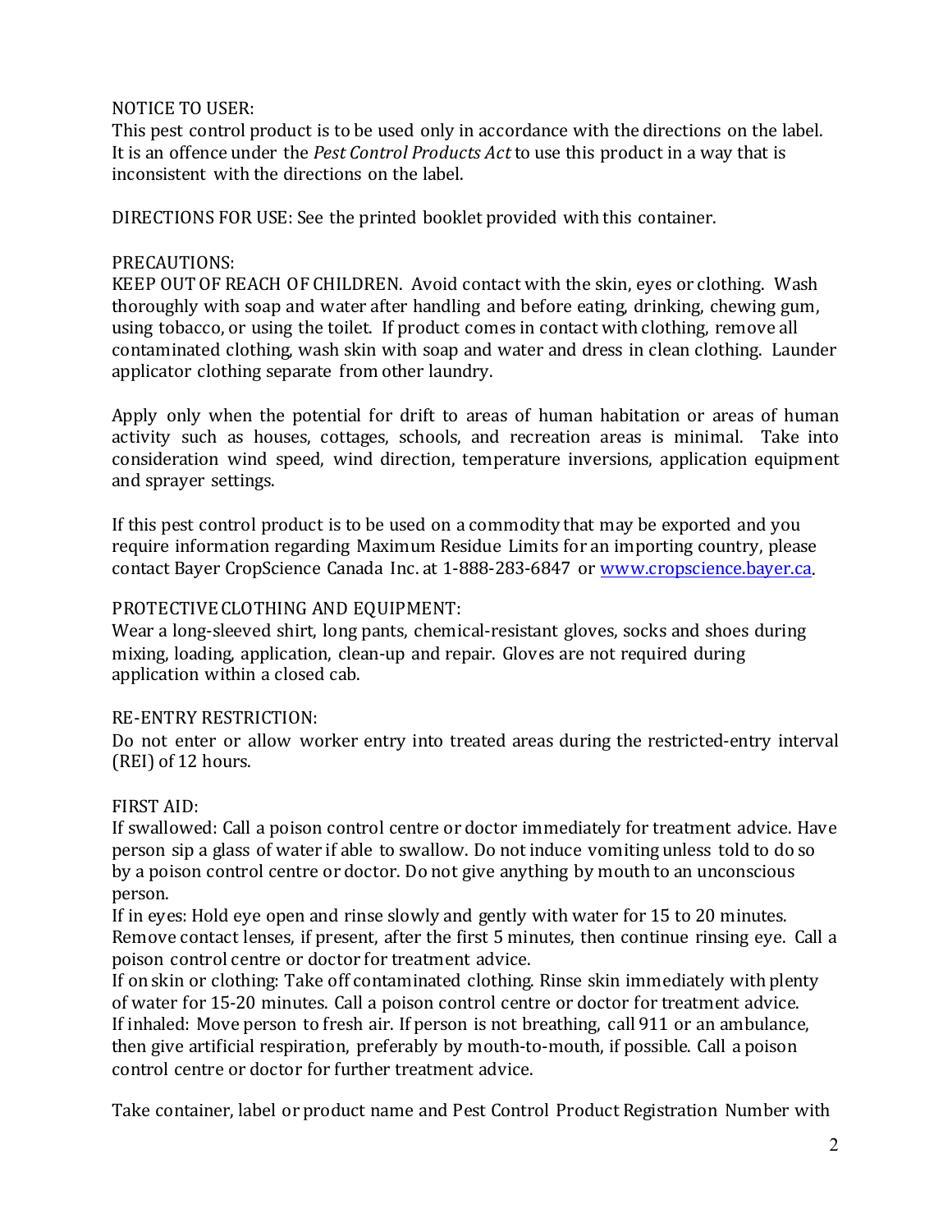NOTICE TO USER:
This pest control product is to be used only in accordance with the directions on the label. It is an offence under the *Pest Control Products Act* to use this product in a way that is inconsistent with the directions on the label.

DIRECTIONS FOR USE: See the printed booklet provided with this container.

PRECAUTIONS:
KEEP OUT OF REACH OF CHILDREN. Avoid contact with the skin, eyes or clothing. Wash thoroughly with soap and water after handling and before eating, drinking, chewing gum, using tobacco, or using the toilet. If product comes in contact with clothing, remove all contaminated clothing, wash skin with soap and water and dress in clean clothing. Launder applicator clothing separate from other laundry.

Apply only when the potential for drift to areas of human habitation or areas of human activity such as houses, cottages, schools, and recreation areas is minimal. Take into consideration wind speed, wind direction, temperature inversions, application equipment and sprayer settings.

If this pest control product is to be used on a commodity that may be exported and you require information regarding Maximum Residue Limits for an importing country, please contact Bayer CropScience Canada Inc. at 1-888-283-6847 or [www.cropscience.bayer.ca](http://www.cropscience.bayer.ca).

PROTECTIVE CLOTHING AND EQUIPMENT:
Wear a long-sleeved shirt, long pants, chemical-resistant gloves, socks and shoes during mixing, loading, application, clean-up and repair. Gloves are not required during application within a closed cab.

RE-ENTRY RESTRICTION:
Do not enter or allow worker entry into treated areas during the restricted-entry interval (REI) of 12 hours.

FIRST AID:
If swallowed: Call a poison control centre or doctor immediately for treatment advice. Have person sip a glass of water if able to swallow. Do not induce vomiting unless told to do so by a poison control centre or doctor. Do not give anything by mouth to an unconscious person.
If in eyes: Hold eye open and rinse slowly and gently with water for 15 to 20 minutes. Remove contact lenses, if present, after the first 5 minutes, then continue rinsing eye. Call a poison control centre or doctor for treatment advice.
If on skin or clothing: Take off contaminated clothing. Rinse skin immediately with plenty of water for 15-20 minutes. Call a poison control centre or doctor for treatment advice.
If inhaled: Move person to fresh air. If person is not breathing, call 911 or an ambulance, then give artificial respiration, preferably by mouth-to-mouth, if possible. Call a poison control centre or doctor for further treatment advice.

Take container, label or product name and Pest Control Product Registration Number with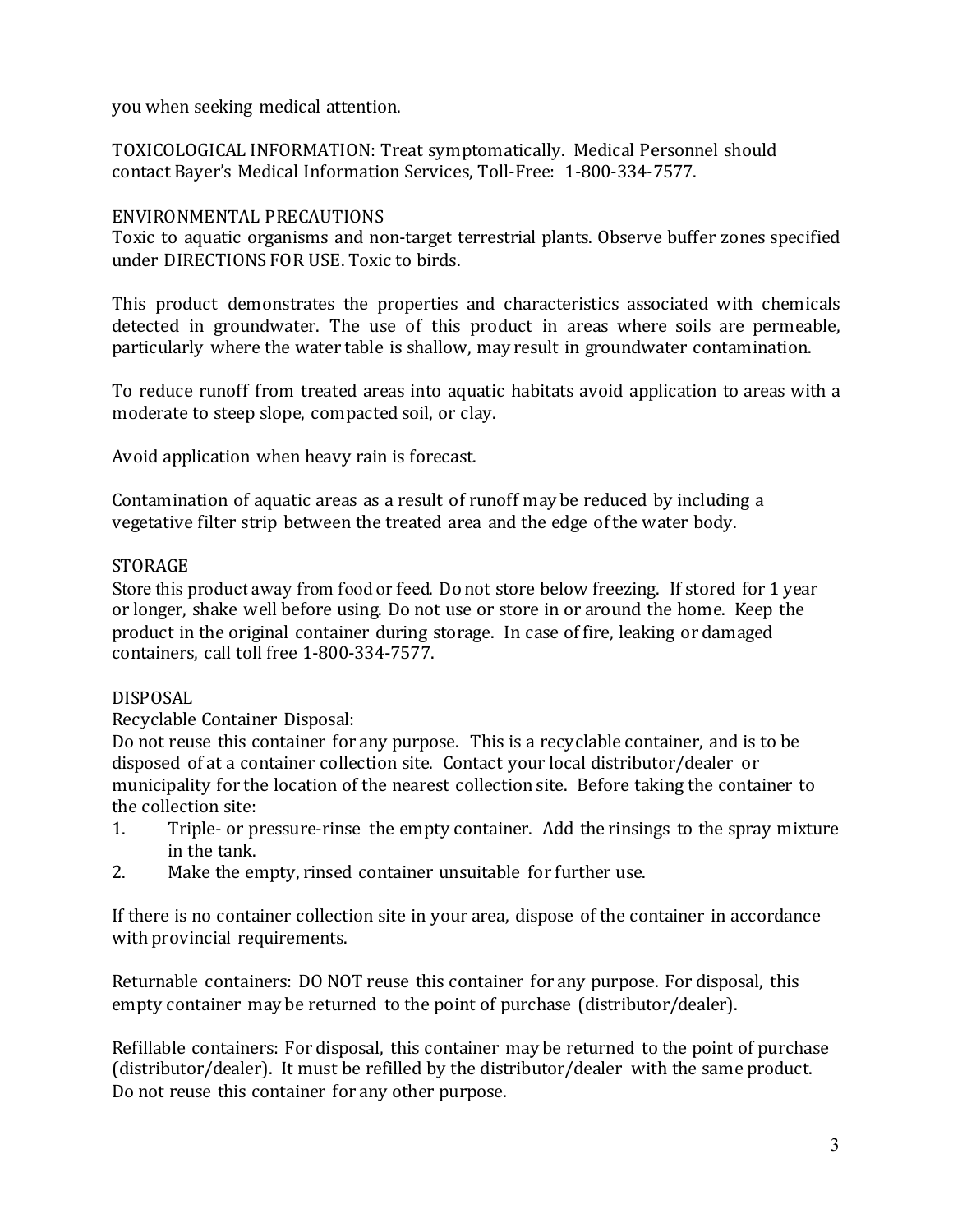you when seeking medical attention.

TOXICOLOGICAL INFORMATION: Treat symptomatically. Medical Personnel should contact Bayer's Medical Information Services, Toll-Free: 1-800-334-7577.

## ENVIRONMENTAL PRECAUTIONS

Toxic to aquatic organisms and non-target terrestrial plants. Observe buffer zones specified under DIRECTIONS FOR USE. Toxic to birds.

This product demonstrates the properties and characteristics associated with chemicals detected in groundwater. The use of this product in areas where soils are permeable, particularly where the water table is shallow, may result in groundwater contamination.

To reduce runoff from treated areas into aquatic habitats avoid application to areas with a moderate to steep slope, compacted soil, or clay.

Avoid application when heavy rain is forecast.

Contamination of aquatic areas as a result of runoff may be reduced by including a vegetative filter strip between the treated area and the edge of the water body.

## STORAGE

Store this product away from food or feed. Do not store below freezing. If stored for 1 year or longer, shake well before using. Do not use or store in or around the home. Keep the product in the original container during storage. In case of fire, leaking or damaged containers, call toll free 1-800-334-7577.

## DISPOSAL

Recyclable Container Disposal:

Do not reuse this container for any purpose. This is a recyclable container, and is to be disposed of at a container collection site. Contact your local distributor/dealer or municipality for the location of the nearest collection site. Before taking the container to the collection site:

1. Triple- or pressure-rinse the empty container. Add the rinsings to the spray mixture in the tank.
2. Make the empty, rinsed container unsuitable for further use.

If there is no container collection site in your area, dispose of the container in accordance with provincial requirements.

Returnable containers: DO NOT reuse this container for any purpose. For disposal, this empty container may be returned to the point of purchase (distributor/dealer).

Refillable containers: For disposal, this container may be returned to the point of purchase (distributor/dealer). It must be refilled by the distributor/dealer with the same product. Do not reuse this container for any other purpose.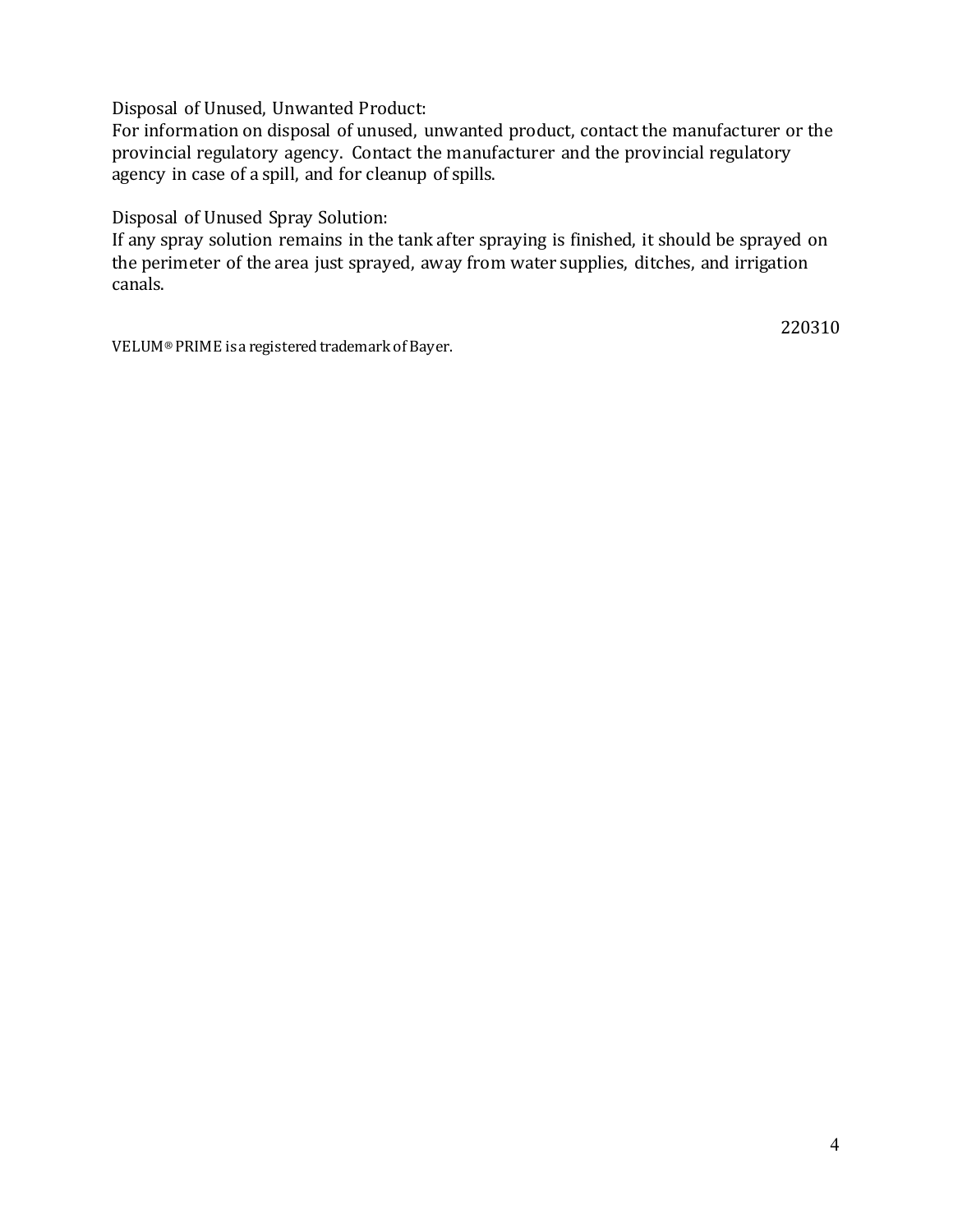Disposal of Unused, Unwanted Product:
For information on disposal of unused, unwanted product, contact the manufacturer or the provincial regulatory agency. Contact the manufacturer and the provincial regulatory agency in case of a spill, and for cleanup of spills.

Disposal of Unused Spray Solution:
If any spray solution remains in the tank after spraying is finished, it should be sprayed on the perimeter of the area just sprayed, away from water supplies, ditches, and irrigation canals.

220310

VELUM® PRIME is a registered trademark of Bayer.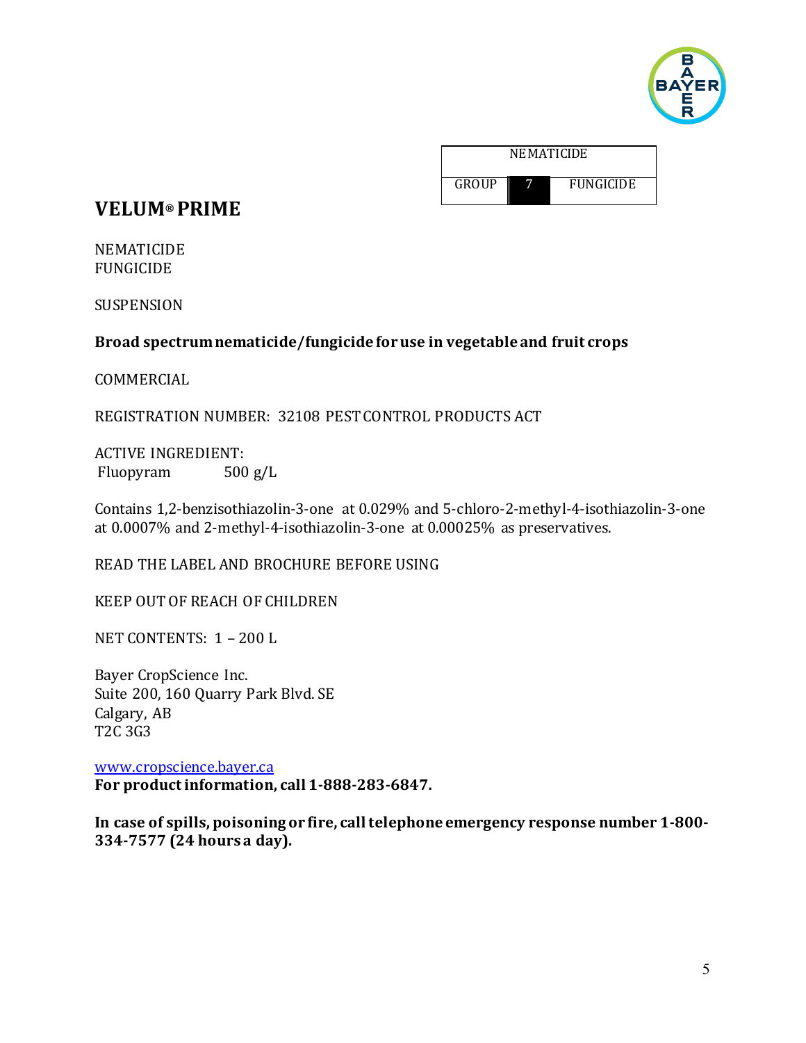| NEMATICIDE | | |
|---|---|---|
| GROUP | 7 | FUNGICIDE |

# VELUM® PRIME

NEMATICIDE
FUNGICIDE

SUSPENSION

**Broad spectrum nematicide/fungicide for use in vegetable and fruit crops**

COMMERCIAL

REGISTRATION NUMBER: 32108 PEST CONTROL PRODUCTS ACT

ACTIVE INGREDIENT:
Fluopyram 500 g/L

Contains 1,2-benzisothiazolin-3-one at 0.029% and 5-chloro-2-methyl-4-isothiazolin-3-one at 0.0007% and 2-methyl-4-isothiazolin-3-one at 0.00025% as preservatives.

READ THE LABEL AND BROCHURE BEFORE USING

KEEP OUT OF REACH OF CHILDREN

NET CONTENTS: 1 – 200 L

Bayer CropScience Inc.
Suite 200, 160 Quarry Park Blvd. SE
Calgary, AB
T2C 3G3

www.cropscience.bayer.ca
**For product information, call 1-888-283-6847.**

**In case of spills, poisoning or fire, call telephone emergency response number 1-800-334-7577 (24 hours a day).**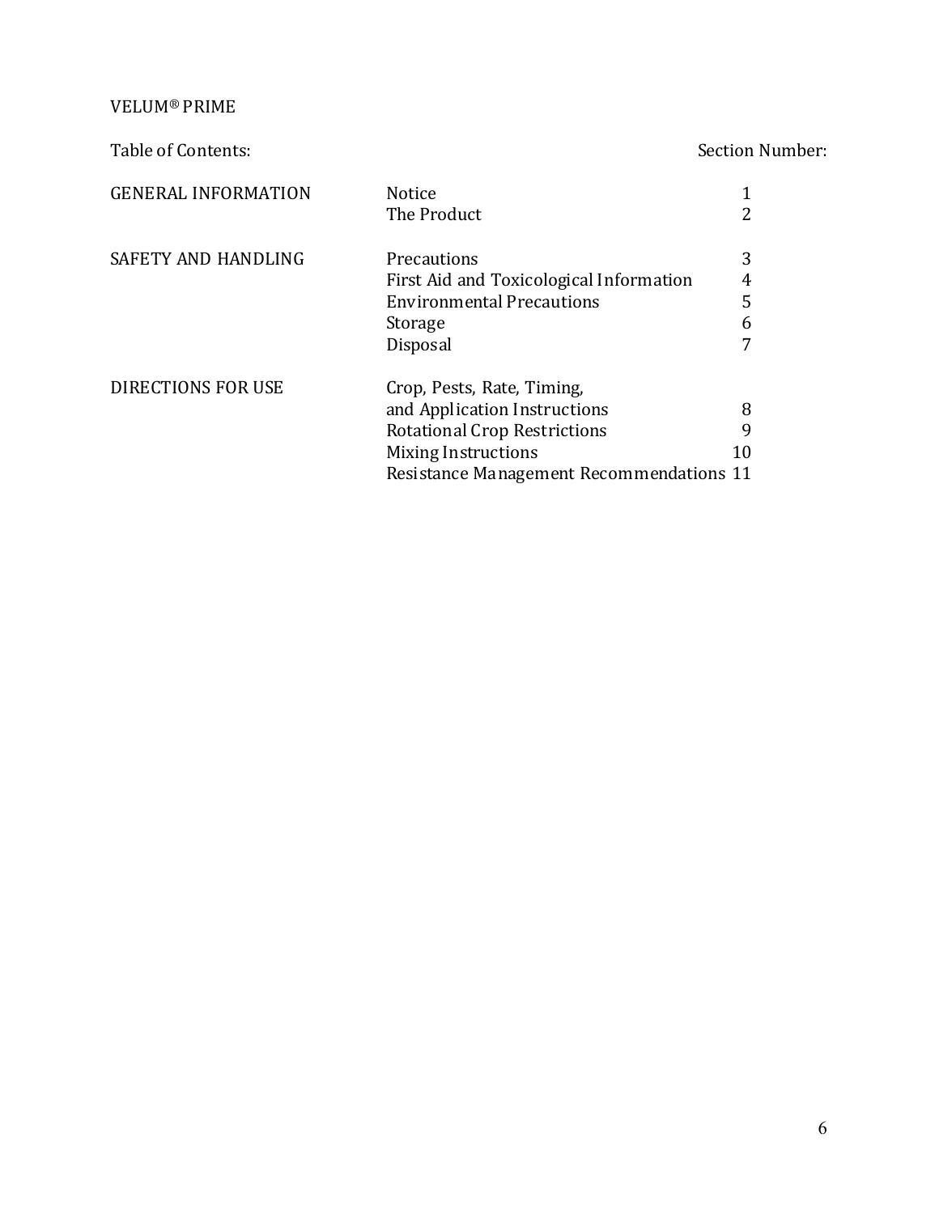VELUM® PRIME

| Table of Contents: | | Section Number: |
|---|---|---|
| GENERAL INFORMATION | Notice | 1 |
| | The Product | 2 |
| SAFETY AND HANDLING | Precautions | 3 |
| | First Aid and Toxicological Information | 4 |
| | Environmental Precautions | 5 |
| | Storage | 6 |
| | Disposal | 7 |
| DIRECTIONS FOR USE | Crop, Pests, Rate, Timing, and Application Instructions | 8 |
| | Rotational Crop Restrictions | 9 |
| | Mixing Instructions | 10 |
| | Resistance Management Recommendations | 11 |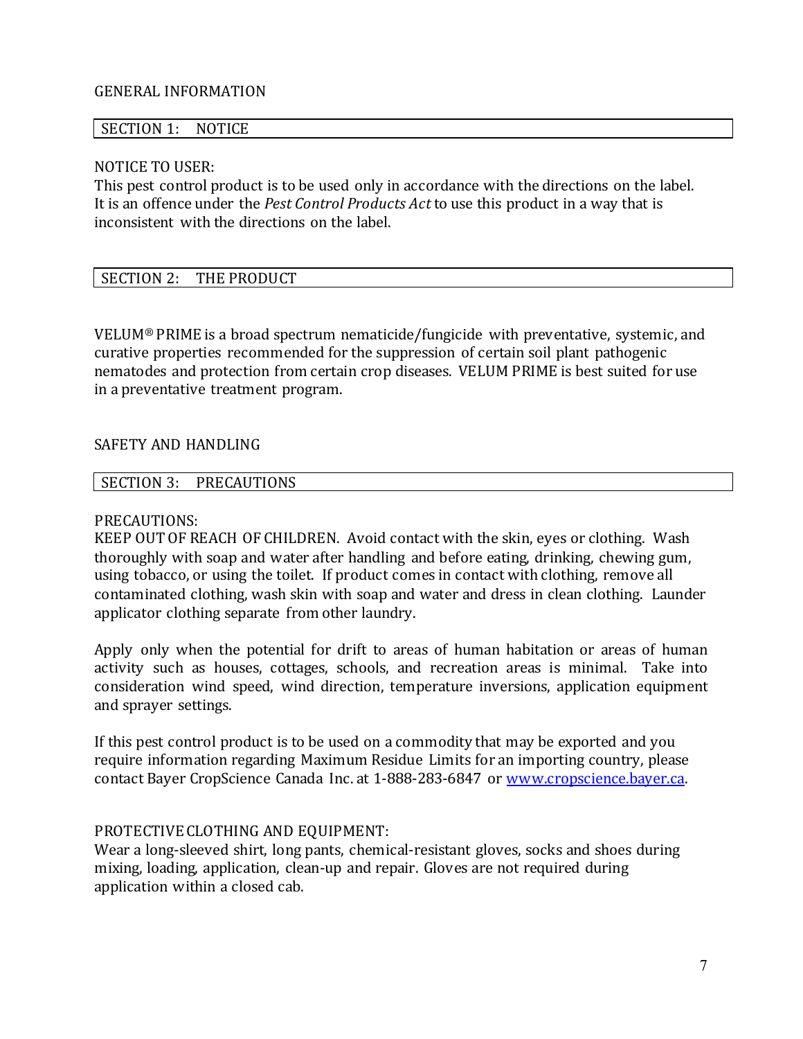## GENERAL INFORMATION

### SECTION 1: NOTICE

NOTICE TO USER:
This pest control product is to be used only in accordance with the directions on the label. It is an offence under the *Pest Control Products Act* to use this product in a way that is inconsistent with the directions on the label.

### SECTION 2: THE PRODUCT

VELUM® PRIME is a broad spectrum nematicide/fungicide with preventative, systemic, and curative properties recommended for the suppression of certain soil plant pathogenic nematodes and protection from certain crop diseases. VELUM PRIME is best suited for use in a preventative treatment program.

## SAFETY AND HANDLING

### SECTION 3: PRECAUTIONS

PRECAUTIONS:
KEEP OUT OF REACH OF CHILDREN. Avoid contact with the skin, eyes or clothing. Wash thoroughly with soap and water after handling and before eating, drinking, chewing gum, using tobacco, or using the toilet. If product comes in contact with clothing, remove all contaminated clothing, wash skin with soap and water and dress in clean clothing. Launder applicator clothing separate from other laundry.

Apply only when the potential for drift to areas of human habitation or areas of human activity such as houses, cottages, schools, and recreation areas is minimal. Take into consideration wind speed, wind direction, temperature inversions, application equipment and sprayer settings.

If this pest control product is to be used on a commodity that may be exported and you require information regarding Maximum Residue Limits for an importing country, please contact Bayer CropScience Canada Inc. at 1-888-283-6847 or [www.cropscience.bayer.ca](http://www.cropscience.bayer.ca).

PROTECTIVE CLOTHING AND EQUIPMENT:
Wear a long-sleeved shirt, long pants, chemical-resistant gloves, socks and shoes during mixing, loading, application, clean-up and repair. Gloves are not required during application within a closed cab.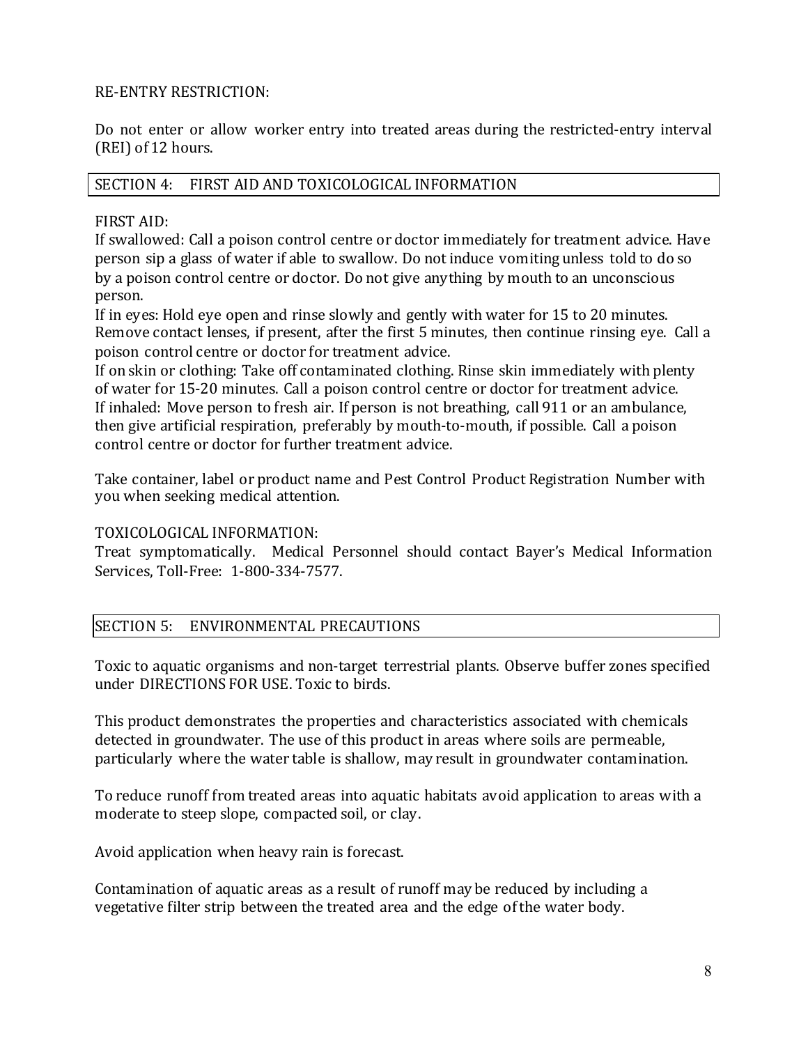RE-ENTRY RESTRICTION:

Do not enter or allow worker entry into treated areas during the restricted-entry interval (REI) of 12 hours.

## SECTION 4: FIRST AID AND TOXICOLOGICAL INFORMATION

FIRST AID:
If swallowed: Call a poison control centre or doctor immediately for treatment advice. Have person sip a glass of water if able to swallow. Do not induce vomiting unless told to do so by a poison control centre or doctor. Do not give anything by mouth to an unconscious person.
If in eyes: Hold eye open and rinse slowly and gently with water for 15 to 20 minutes. Remove contact lenses, if present, after the first 5 minutes, then continue rinsing eye. Call a poison control centre or doctor for treatment advice.
If on skin or clothing: Take off contaminated clothing. Rinse skin immediately with plenty of water for 15-20 minutes. Call a poison control centre or doctor for treatment advice.
If inhaled: Move person to fresh air. If person is not breathing, call 911 or an ambulance, then give artificial respiration, preferably by mouth-to-mouth, if possible. Call a poison control centre or doctor for further treatment advice.

Take container, label or product name and Pest Control Product Registration Number with you when seeking medical attention.

TOXICOLOGICAL INFORMATION:
Treat symptomatically. Medical Personnel should contact Bayer's Medical Information Services, Toll-Free: 1-800-334-7577.

## SECTION 5: ENVIRONMENTAL PRECAUTIONS

Toxic to aquatic organisms and non-target terrestrial plants. Observe buffer zones specified under DIRECTIONS FOR USE. Toxic to birds.

This product demonstrates the properties and characteristics associated with chemicals detected in groundwater. The use of this product in areas where soils are permeable, particularly where the water table is shallow, may result in groundwater contamination.

To reduce runoff from treated areas into aquatic habitats avoid application to areas with a moderate to steep slope, compacted soil, or clay.

Avoid application when heavy rain is forecast.

Contamination of aquatic areas as a result of runoff may be reduced by including a vegetative filter strip between the treated area and the edge of the water body.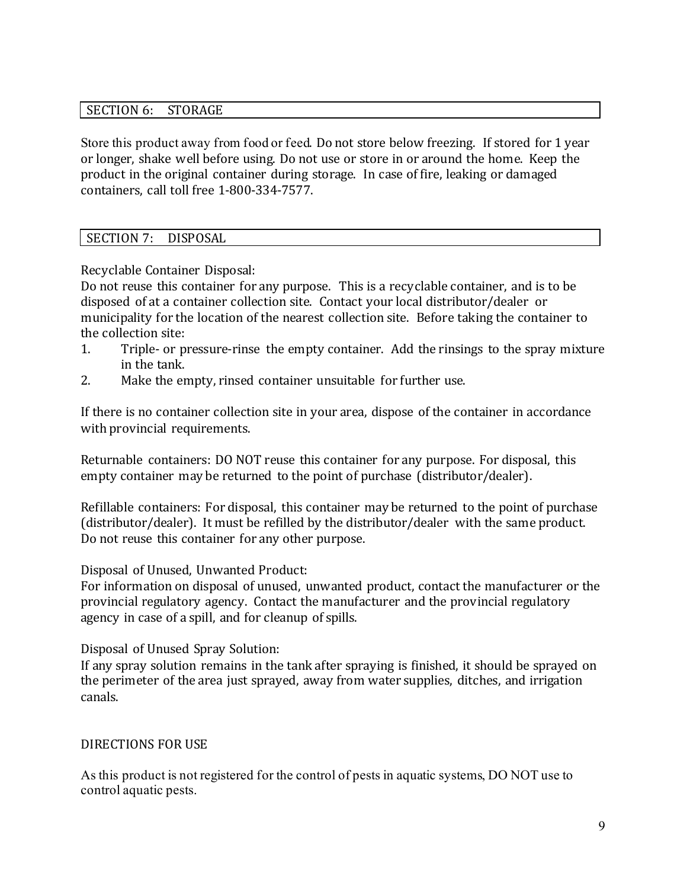## SECTION 6: STORAGE

Store this product away from food or feed. Do not store below freezing. If stored for 1 year or longer, shake well before using. Do not use or store in or around the home. Keep the product in the original container during storage. In case of fire, leaking or damaged containers, call toll free 1-800-334-7577.

## SECTION 7: DISPOSAL

Recyclable Container Disposal:
Do not reuse this container for any purpose. This is a recyclable container, and is to be disposed of at a container collection site. Contact your local distributor/dealer or municipality for the location of the nearest collection site. Before taking the container to the collection site:

1. Triple- or pressure-rinse the empty container. Add the rinsings to the spray mixture in the tank.
2. Make the empty, rinsed container unsuitable for further use.

If there is no container collection site in your area, dispose of the container in accordance with provincial requirements.

Returnable containers: DO NOT reuse this container for any purpose. For disposal, this empty container may be returned to the point of purchase (distributor/dealer).

Refillable containers: For disposal, this container may be returned to the point of purchase (distributor/dealer). It must be refilled by the distributor/dealer with the same product. Do not reuse this container for any other purpose.

Disposal of Unused, Unwanted Product:
For information on disposal of unused, unwanted product, contact the manufacturer or the provincial regulatory agency. Contact the manufacturer and the provincial regulatory agency in case of a spill, and for cleanup of spills.

Disposal of Unused Spray Solution:
If any spray solution remains in the tank after spraying is finished, it should be sprayed on the perimeter of the area just sprayed, away from water supplies, ditches, and irrigation canals.

## DIRECTIONS FOR USE

As this product is not registered for the control of pests in aquatic systems, DO NOT use to control aquatic pests.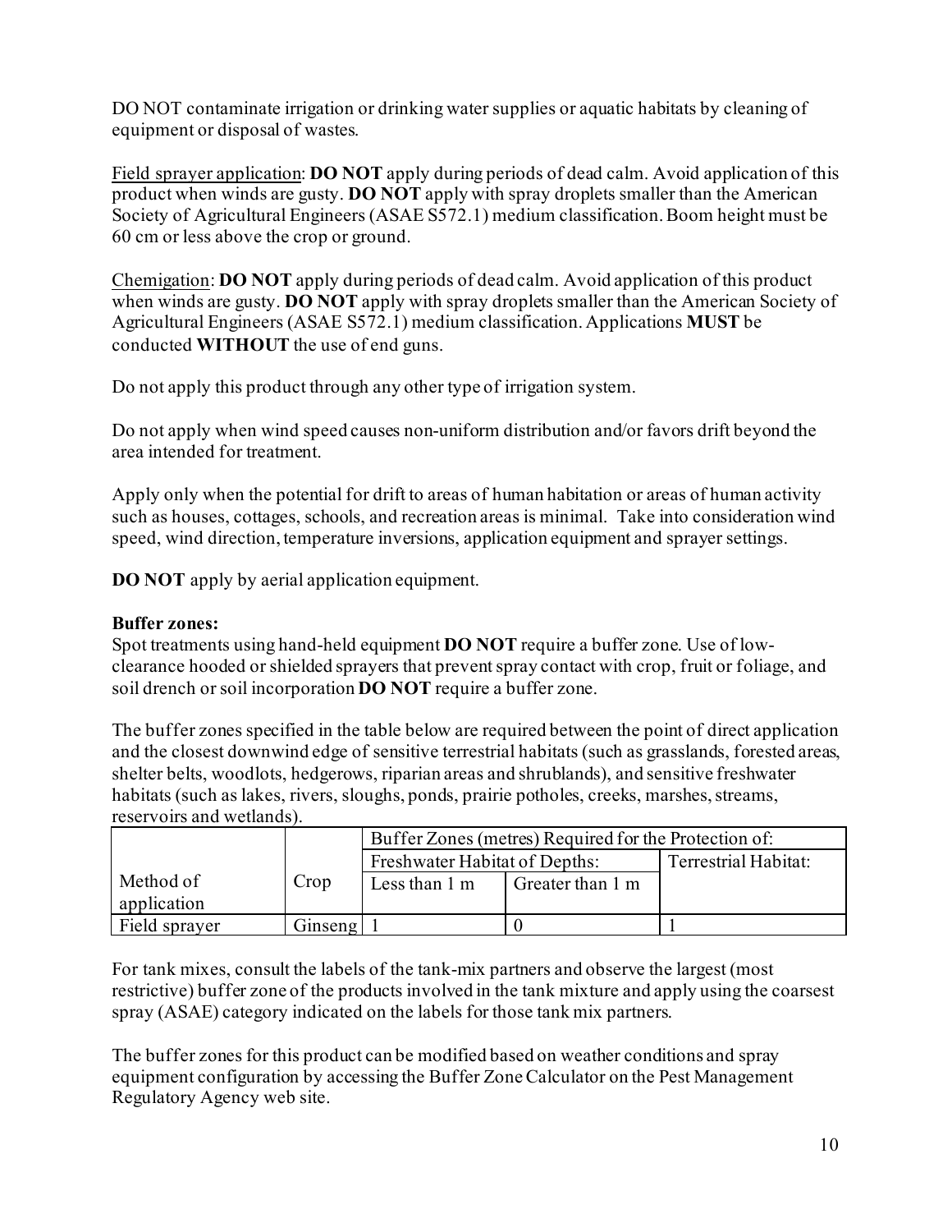DO NOT contaminate irrigation or drinking water supplies or aquatic habitats by cleaning of equipment or disposal of wastes.

Field sprayer application: **DO NOT** apply during periods of dead calm. Avoid application of this product when winds are gusty. **DO NOT** apply with spray droplets smaller than the American Society of Agricultural Engineers (ASAE S572.1) medium classification. Boom height must be 60 cm or less above the crop or ground.

Chemigation: **DO NOT** apply during periods of dead calm. Avoid application of this product when winds are gusty. **DO NOT** apply with spray droplets smaller than the American Society of Agricultural Engineers (ASAE S572.1) medium classification. Applications **MUST** be conducted **WITHOUT** the use of end guns.

Do not apply this product through any other type of irrigation system.

Do not apply when wind speed causes non-uniform distribution and/or favors drift beyond the area intended for treatment.

Apply only when the potential for drift to areas of human habitation or areas of human activity such as houses, cottages, schools, and recreation areas is minimal. Take into consideration wind speed, wind direction, temperature inversions, application equipment and sprayer settings.

**DO NOT** apply by aerial application equipment.

**Buffer zones:**
Spot treatments using hand-held equipment **DO NOT** require a buffer zone. Use of low-clearance hooded or shielded sprayers that prevent spray contact with crop, fruit or foliage, and soil drench or soil incorporation **DO NOT** require a buffer zone.

The buffer zones specified in the table below are required between the point of direct application and the closest downwind edge of sensitive terrestrial habitats (such as grasslands, forested areas, shelter belts, woodlots, hedgerows, riparian areas and shrublands), and sensitive freshwater habitats (such as lakes, rivers, sloughs, ponds, prairie potholes, creeks, marshes, streams, reservoirs and wetlands).

| Method of application | Crop | Buffer Zones (metres) Required for the Protection of: | | |
|---|---|---|---|---|
| | | Freshwater Habitat of Depths: | | Terrestrial Habitat: |
| | | Less than 1 m | Greater than 1 m | |
| Field sprayer | Ginseng | 1 | 0 | 1 |

For tank mixes, consult the labels of the tank-mix partners and observe the largest (most restrictive) buffer zone of the products involved in the tank mixture and apply using the coarsest spray (ASAE) category indicated on the labels for those tank mix partners.

The buffer zones for this product can be modified based on weather conditions and spray equipment configuration by accessing the Buffer Zone Calculator on the Pest Management Regulatory Agency web site.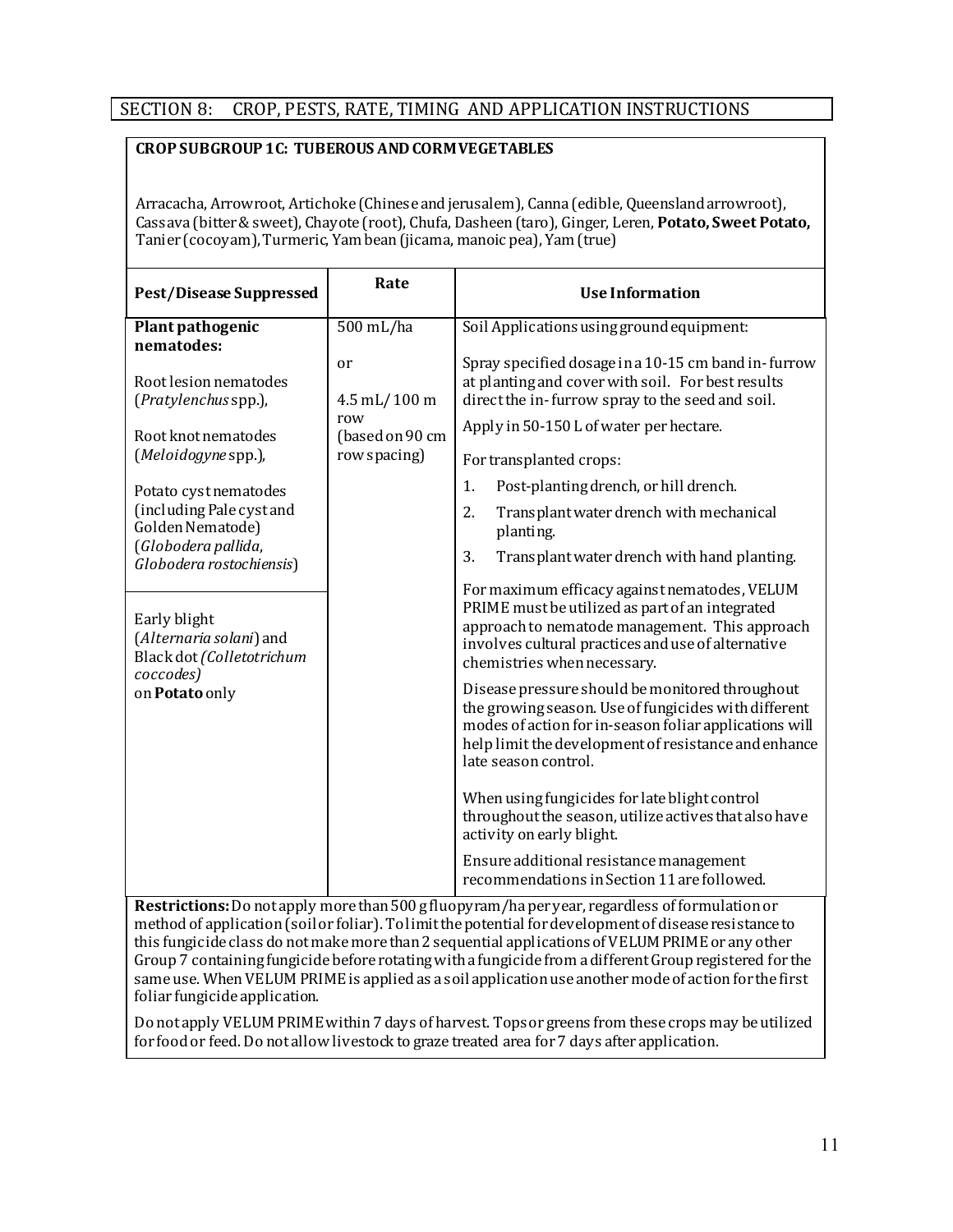## SECTION 8: CROP, PESTS, RATE, TIMING AND APPLICATION INSTRUCTIONS

**CROP SUBGROUP 1C: TUBEROUS AND CORM VEGETABLES**

Arracacha, Arrowroot, Artichoke (Chinese and jerusalem), Canna (edible, Queensland arrowroot), Cassava (bitter & sweet), Chayote (root), Chufa, Dasheen (taro), Ginger, Leren, **Potato, Sweet Potato,** Tanier (cocoyam), Turmeric, Yam bean (jicama, manoic pea), Yam (true)

| Pest/Disease Suppressed | Rate | Use Information |
|---|---|---|
| **Plant pathogenic nematodes:**<br><br>Root lesion nematodes (*Pratylenchus* spp.),<br><br>Root knot nematodes (*Meloidogyne* spp.),<br><br>Potato cyst nematodes (including Pale cyst and Golden Nematode) (*Globodera pallida*, *Globodera rostochiensis*)<br><br>Early blight (*Alternaria solani*) and Black dot *(Colletotrichum coccodes)* on **Potato** only | 500 mL/ha<br><br>or<br><br>4.5 mL/100 m row (based on 90 cm row spacing) | Soil Applications using ground equipment:<br><br>Spray specified dosage in a 10-15 cm band in-furrow at planting and cover with soil. For best results direct the in-furrow spray to the seed and soil.<br><br>Apply in 50-150 L of water per hectare.<br><br>For transplanted crops:<br>1. Post-planting drench, or hill drench.<br>2. Transplant water drench with mechanical planting.<br>3. Transplant water drench with hand planting.<br><br>For maximum efficacy against nematodes, VELUM PRIME must be utilized as part of an integrated approach to nematode management. This approach involves cultural practices and use of alternative chemistries when necessary.<br><br>Disease pressure should be monitored throughout the growing season. Use of fungicides with different modes of action for in-season foliar applications will help limit the development of resistance and enhance late season control.<br><br>When using fungicides for late blight control throughout the season, utilize actives that also have activity on early blight.<br><br>Ensure additional resistance management recommendations in Section 11 are followed. |

**Restrictions:** Do not apply more than 500 g fluopyram/ha per year, regardless of formulation or method of application (soil or foliar). To limit the potential for development of disease resistance to this fungicide class do not make more than 2 sequential applications of VELUM PRIME or any other Group 7 containing fungicide before rotating with a fungicide from a different Group registered for the same use. When VELUM PRIME is applied as a soil application use another mode of action for the first foliar fungicide application.

Do not apply VELUM PRIME within 7 days of harvest. Tops or greens from these crops may be utilized for food or feed. Do not allow livestock to graze treated area for 7 days after application.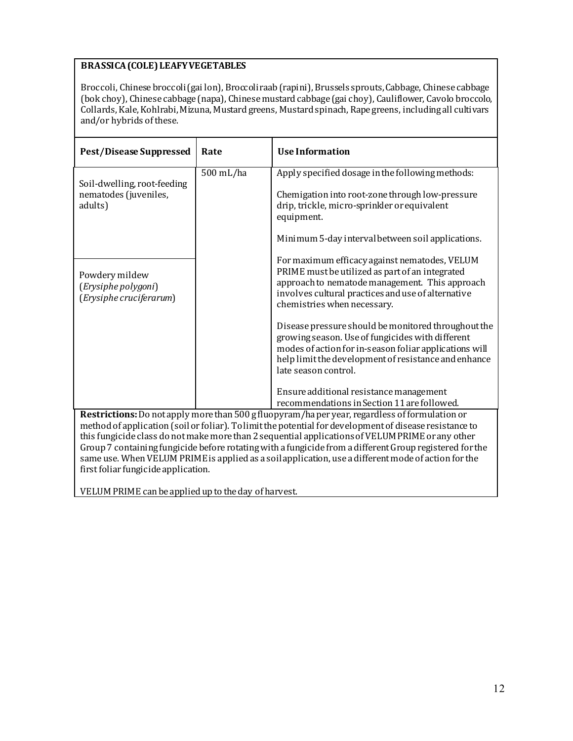**BRASSICA (COLE) LEAFY VEGETABLES**

Broccoli, Chinese broccoli (gai lon), Broccoli raab (rapini), Brussels sprouts, Cabbage, Chinese cabbage (bok choy), Chinese cabbage (napa), Chinese mustard cabbage (gai choy), Cauliflower, Cavolo broccolo, Collards, Kale, Kohlrabi, Mizuna, Mustard greens, Mustard spinach, Rape greens, including all cultivars and/or hybrids of these.

| Pest/Disease Suppressed | Rate | Use Information |
|---|---|---|
| Soil-dwelling, root-feeding nematodes (juveniles, adults) | 500 mL/ha | Apply specified dosage in the following methods:<br><br>Chemigation into root-zone through low-pressure drip, trickle, micro-sprinkler or equivalent equipment.<br><br>Minimum 5-day interval between soil applications.<br><br>For maximum efficacy against nematodes, VELUM PRIME must be utilized as part of an integrated approach to nematode management. This approach involves cultural practices and use of alternative chemistries when necessary.<br><br>Disease pressure should be monitored throughout the growing season. Use of fungicides with different modes of action for in-season foliar applications will help limit the development of resistance and enhance late season control.<br><br>Ensure additional resistance management recommendations in Section 11 are followed. |
| Powdery mildew (*Erysiphe polygoni*) (*Erysiphe cruciferarum*) | | |

**Restrictions:** Do not apply more than 500 g fluopyram/ha per year, regardless of formulation or method of application (soil or foliar). To limit the potential for development of disease resistance to this fungicide class do not make more than 2 sequential applications of VELUM PRIME or any other Group 7 containing fungicide before rotating with a fungicide from a different Group registered for the same use. When VELUM PRIME is applied as a soil application, use a different mode of action for the first foliar fungicide application.

VELUM PRIME can be applied up to the day of harvest.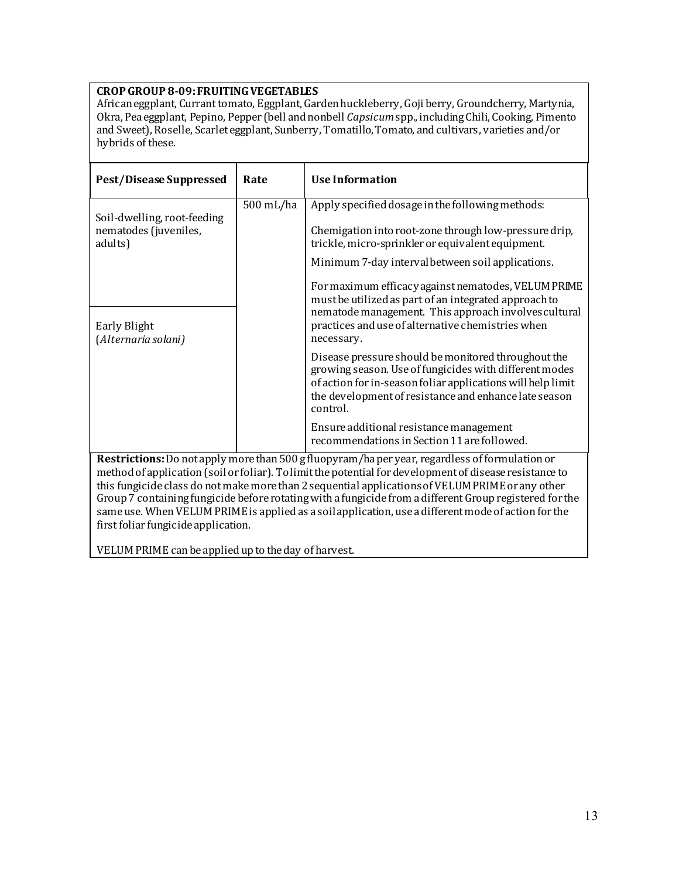**CROP GROUP 8-09: FRUITING VEGETABLES**

African eggplant, Currant tomato, Eggplant, Garden huckleberry, Goji berry, Groundcherry, Martynia, Okra, Pea eggplant, Pepino, Pepper (bell and nonbell *Capsicum* spp., including Chili, Cooking, Pimento and Sweet), Roselle, Scarlet eggplant, Sunberry, Tomatillo, Tomato, and cultivars, varieties and/or hybrids of these.

| Pest/Disease Suppressed | Rate | Use Information |
|---|---|---|
| Soil-dwelling, root-feeding nematodes (juveniles, adults)<br><br>Early Blight (*Alternaria solani*) | 500 mL/ha | Apply specified dosage in the following methods:<br><br>Chemigation into root-zone through low-pressure drip, trickle, micro-sprinkler or equivalent equipment.<br><br>Minimum 7-day interval between soil applications.<br><br>For maximum efficacy against nematodes, VELUM PRIME must be utilized as part of an integrated approach to nematode management. This approach involves cultural practices and use of alternative chemistries when necessary.<br><br>Disease pressure should be monitored throughout the growing season. Use of fungicides with different modes of action for in-season foliar applications will help limit the development of resistance and enhance late season control.<br><br>Ensure additional resistance management recommendations in Section 11 are followed. |

**Restrictions:** Do not apply more than 500 g fluopyram/ha per year, regardless of formulation or method of application (soil or foliar). To limit the potential for development of disease resistance to this fungicide class do not make more than 2 sequential applications of VELUM PRIME or any other Group 7 containing fungicide before rotating with a fungicide from a different Group registered for the same use. When VELUM PRIME is applied as a soil application, use a different mode of action for the first foliar fungicide application.

VELUM PRIME can be applied up to the day of harvest.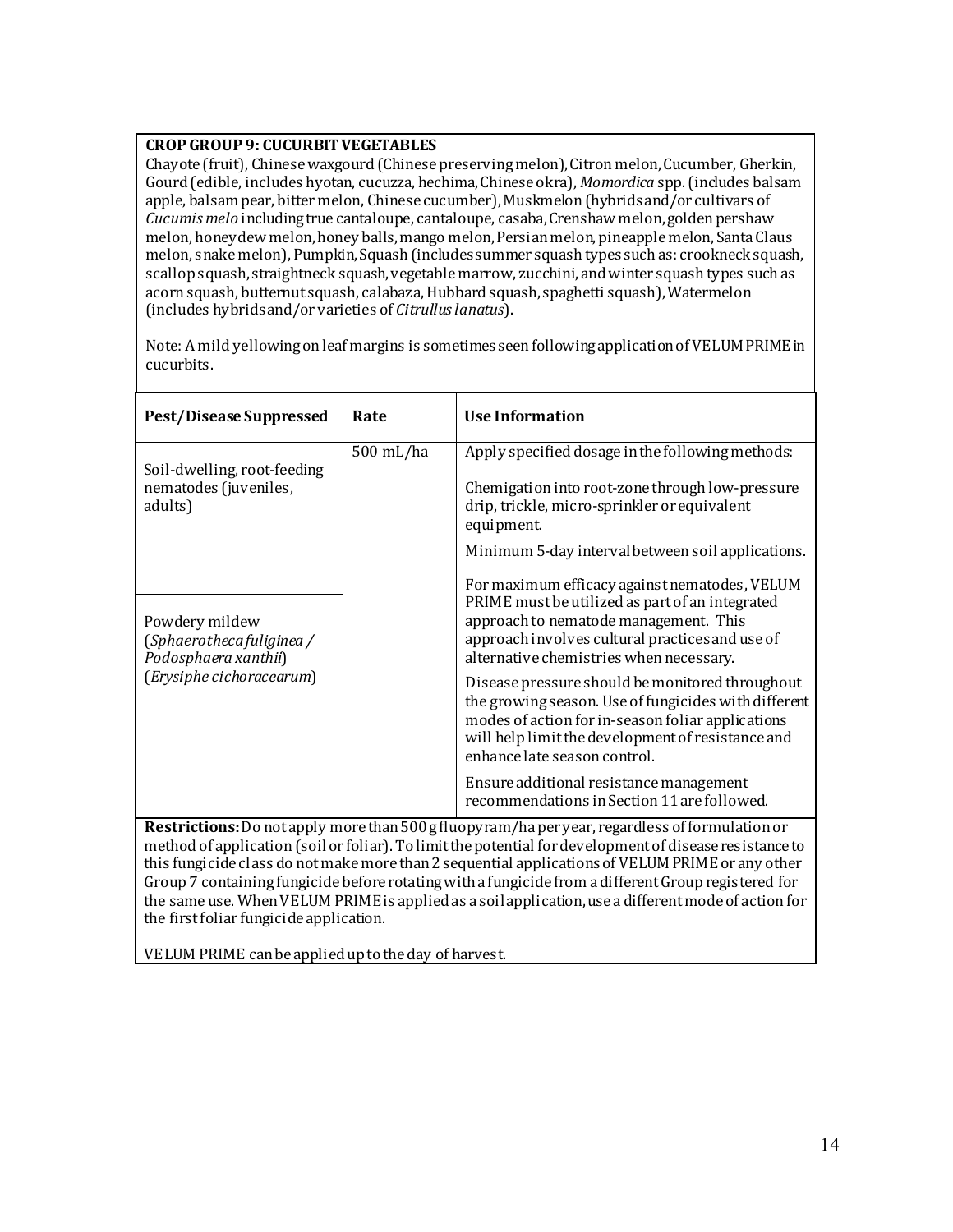**CROP GROUP 9: CUCURBIT VEGETABLES**

Chayote (fruit), Chinese waxgourd (Chinese preserving melon), Citron melon, Cucumber, Gherkin, Gourd (edible, includes hyotan, cucuzza, hechima, Chinese okra), *Momordica* spp. (includes balsam apple, balsam pear, bitter melon, Chinese cucumber), Muskmelon (hybrids and/or cultivars of *Cucumis melo* including true cantaloupe, cantaloupe, casaba, Crenshaw melon, golden pershaw melon, honeydew melon, honey balls, mango melon, Persian melon, pineapple melon, Santa Claus melon, snake melon), Pumpkin, Squash (includes summer squash types such as: crookneck squash, scallop squash, straightneck squash, vegetable marrow, zucchini, and winter squash types such as acorn squash, butternut squash, calabaza, Hubbard squash, spaghetti squash), Watermelon (includes hybrids and/or varieties of *Citrullus lanatus*).

Note: A mild yellowing on leaf margins is sometimes seen following application of VELUM PRIME in cucurbits.

| Pest/Disease Suppressed | Rate | Use Information |
|---|---|---|
| Soil-dwelling, root-feeding nematodes (juveniles, adults)<br><br>Powdery mildew (*Sphaerotheca fuliginea / Podosphaera xanthii*) (*Erysiphe cichoracearum*) | 500 mL/ha | Apply specified dosage in the following methods:<br><br>Chemigation into root-zone through low-pressure drip, trickle, micro-sprinkler or equivalent equipment.<br><br>Minimum 5-day interval between soil applications.<br><br>For maximum efficacy against nematodes, VELUM PRIME must be utilized as part of an integrated approach to nematode management. This approach involves cultural practices and use of alternative chemistries when necessary.<br><br>Disease pressure should be monitored throughout the growing season. Use of fungicides with different modes of action for in-season foliar applications will help limit the development of resistance and enhance late season control.<br><br>Ensure additional resistance management recommendations in Section 11 are followed. |

**Restrictions:** Do not apply more than 500 g fluopyram/ha per year, regardless of formulation or method of application (soil or foliar). To limit the potential for development of disease resistance to this fungicide class do not make more than 2 sequential applications of VELUM PRIME or any other Group 7 containing fungicide before rotating with a fungicide from a different Group registered for the same use. When VELUM PRIME is applied as a soil application, use a different mode of action for the first foliar fungicide application.

VELUM PRIME can be applied up to the day of harvest.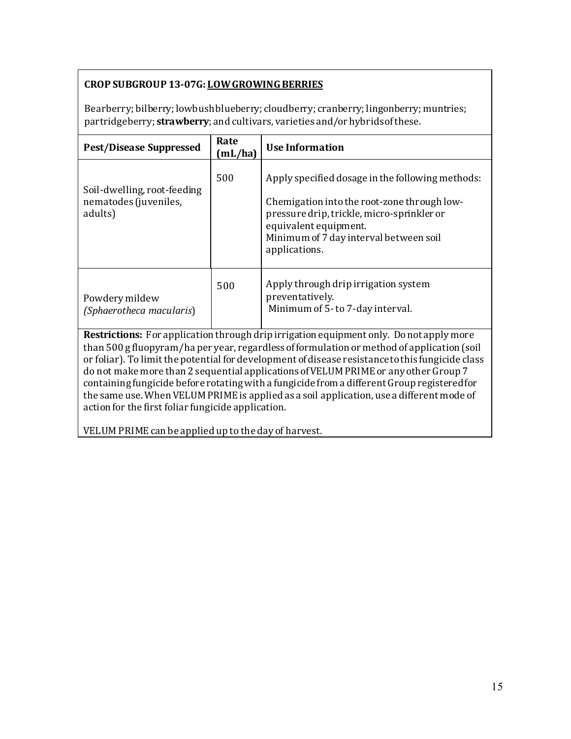**CROP SUBGROUP 13-07G: LOW GROWING BERRIES**

Bearberry; bilberry; lowbush blueberry; cloudberry; cranberry; lingonberry; muntries; partridgeberry; **strawberry**; and cultivars, varieties and/or hybrids of these.

| Pest/Disease Suppressed | Rate (mL/ha) | Use Information |
|---|---|---|
| Soil-dwelling, root-feeding nematodes (juveniles, adults) | 500 | Apply specified dosage in the following methods:<br><br>Chemigation into the root-zone through low-pressure drip, trickle, micro-sprinkler or equivalent equipment.<br>Minimum of 7 day interval between soil applications. |
| Powdery mildew *(Sphaerotheca macularis)* | 500 | Apply through drip irrigation system preventatively.<br>Minimum of 5- to 7-day interval. |

**Restrictions:** For application through drip irrigation equipment only. Do not apply more than 500 g fluopyram/ha per year, regardless of formulation or method of application (soil or foliar). To limit the potential for development of disease resistance to this fungicide class do not make more than 2 sequential applications of VELUM PRIME or any other Group 7 containing fungicide before rotating with a fungicide from a different Group registered for the same use. When VELUM PRIME is applied as a soil application, use a different mode of action for the first foliar fungicide application.

VELUM PRIME can be applied up to the day of harvest.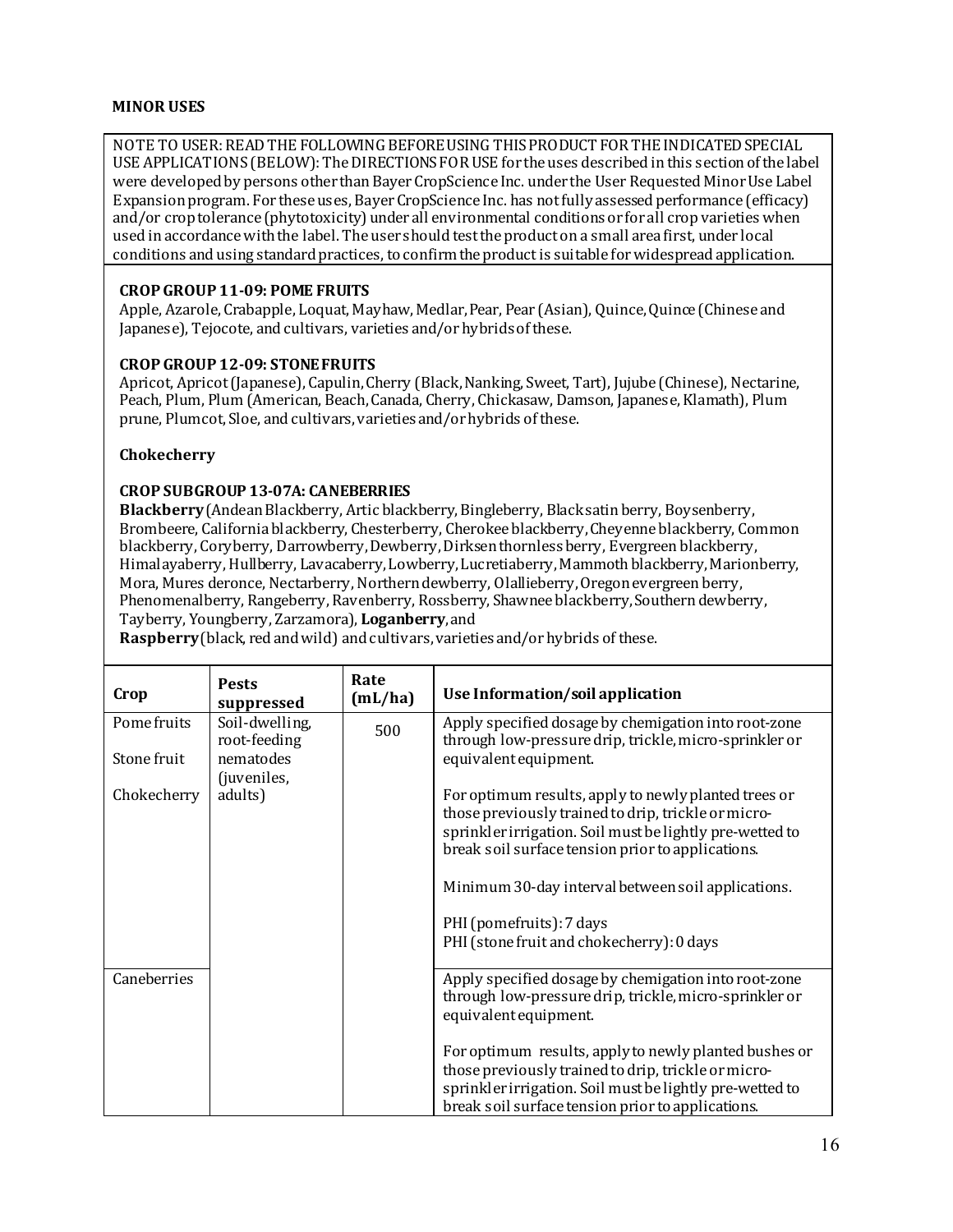**MINOR USES**

NOTE TO USER: READ THE FOLLOWING BEFORE USING THIS PRODUCT FOR THE INDICATED SPECIAL USE APPLICATIONS (BELOW): The DIRECTIONS FOR USE for the uses described in this section of the label were developed by persons other than Bayer CropScience Inc. under the User Requested Minor Use Label Expansion program. For these uses, Bayer CropScience Inc. has not fully assessed performance (efficacy) and/or crop tolerance (phytotoxicity) under all environmental conditions or for all crop varieties when used in accordance with the label. The user should test the product on a small area first, under local conditions and using standard practices, to confirm the product is suitable for widespread application.

**CROP GROUP 11-09: POME FRUITS**
Apple, Azarole, Crabapple, Loquat, Mayhaw, Medlar, Pear, Pear (Asian), Quince, Quince (Chinese and Japanese), Tejocote, and cultivars, varieties and/or hybrids of these.

**CROP GROUP 12-09: STONE FRUITS**
Apricot, Apricot (Japanese), Capulin, Cherry (Black, Nanking, Sweet, Tart), Jujube (Chinese), Nectarine, Peach, Plum, Plum (American, Beach, Canada, Cherry, Chickasaw, Damson, Japanese, Klamath), Plum prune, Plumcot, Sloe, and cultivars, varieties and/or hybrids of these.

**Chokecherry**

**CROP SUBGROUP 13-07A: CANEBERRIES**
**Blackberry** (Andean Blackberry, Artic blackberry, Bingleberry, Black satin berry, Boysenberry, Brombeere, California blackberry, Chesterberry, Cherokee blackberry, Cheyenne blackberry, Common blackberry, Coryberry, Darrowberry, Dewberry, Dirksen thornless berry, Evergreen blackberry, Himalayaberry, Hullberry, Lavacaberry, Lowberry, Lucretiaberry, Mammoth blackberry, Marionberry, Mora, Mures deronce, Nectarberry, Northern dewberry, Olallieberry, Oregon evergreen berry, Phenomenalberry, Rangeberry, Ravenberry, Rossberry, Shawnee blackberry, Southern dewberry, Tayberry, Youngberry, Zarzamora), **Loganberry**, and
**Raspberry** (black, red and wild) and cultivars, varieties and/or hybrids of these.

| Crop | Pests suppressed | Rate (mL/ha) | Use Information/soil application |
|---|---|---|---|
| Pome fruits<br><br>Stone fruit<br><br>Chokecherry | Soil-dwelling, root-feeding nematodes (juveniles, adults) | 500 | Apply specified dosage by chemigation into root-zone through low-pressure drip, trickle, micro-sprinkler or equivalent equipment.<br><br>For optimum results, apply to newly planted trees or those previously trained to drip, trickle or micro-sprinkler irrigation. Soil must be lightly pre-wetted to break soil surface tension prior to applications.<br><br>Minimum 30-day interval between soil applications.<br><br>PHI (pome fruits): 7 days<br>PHI (stone fruit and chokecherry): 0 days |
| Caneberries | | | Apply specified dosage by chemigation into root-zone through low-pressure drip, trickle, micro-sprinkler or equivalent equipment.<br><br>For optimum results, apply to newly planted bushes or those previously trained to drip, trickle or micro-sprinkler irrigation. Soil must be lightly pre-wetted to break soil surface tension prior to applications. |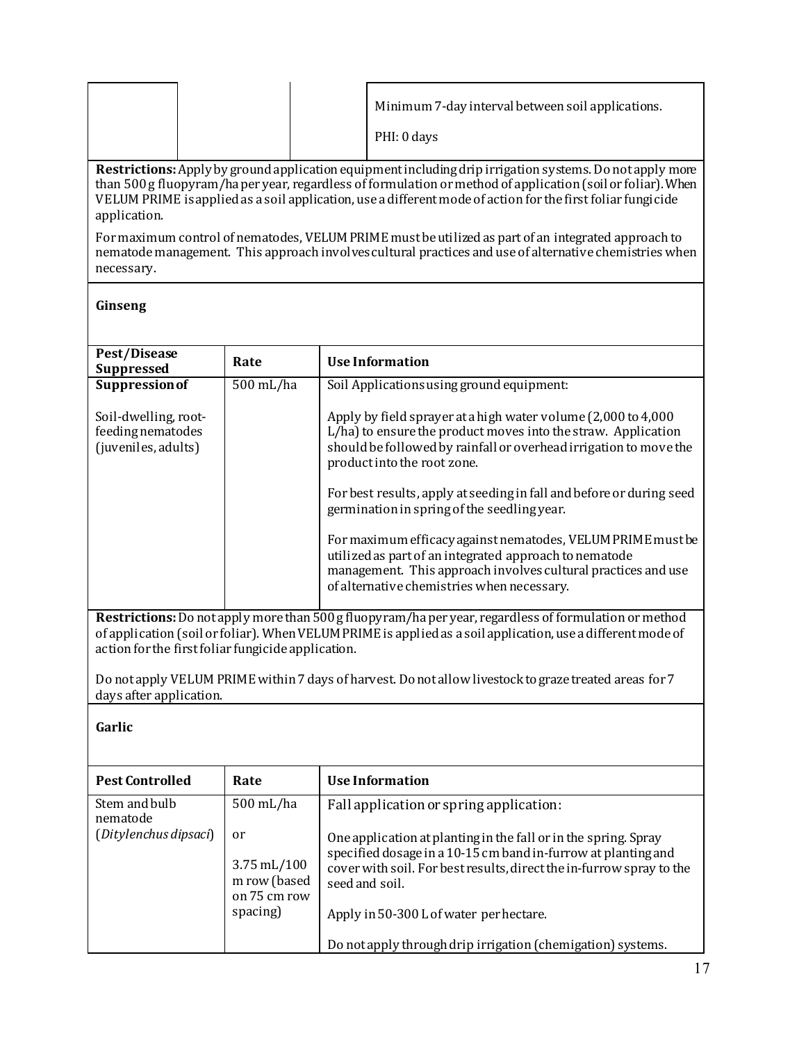| | | | Minimum 7-day interval between soil applications.<br><br>PHI: 0 days |
|---|---|---|---|

**Restrictions:** Apply by ground application equipment including drip irrigation systems. Do not apply more than 500 g fluopyram/ha per year, regardless of formulation or method of application (soil or foliar). When VELUM PRIME is applied as a soil application, use a different mode of action for the first foliar fungicide application.

For maximum control of nematodes, VELUM PRIME must be utilized as part of an integrated approach to nematode management. This approach involves cultural practices and use of alternative chemistries when necessary.

**Ginseng**

| Pest/Disease Suppressed | Rate | Use Information |
|---|---|---|
| **Suppression of**<br><br>Soil-dwelling, root-feeding nematodes (juveniles, adults) | 500 mL/ha | Soil Applications using ground equipment:<br><br>Apply by field sprayer at a high water volume (2,000 to 4,000 L/ha) to ensure the product moves into the straw. Application should be followed by rainfall or overhead irrigation to move the product into the root zone.<br><br>For best results, apply at seeding in fall and before or during seed germination in spring of the seedling year.<br><br>For maximum efficacy against nematodes, VELUM PRIME must be utilized as part of an integrated approach to nematode management. This approach involves cultural practices and use of alternative chemistries when necessary. |

**Restrictions:** Do not apply more than 500 g fluopyram/ha per year, regardless of formulation or method of application (soil or foliar). When VELUM PRIME is applied as a soil application, use a different mode of action for the first foliar fungicide application.

Do not apply VELUM PRIME within 7 days of harvest. Do not allow livestock to graze treated areas for 7 days after application.

**Garlic**

| Pest Controlled | Rate | Use Information |
|---|---|---|
| Stem and bulb nematode (*Ditylenchus dipsaci*) | 500 mL/ha<br><br>or<br><br>3.75 mL/100 m row (based on 75 cm row spacing) | Fall application or spring application:<br><br>One application at planting in the fall or in the spring. Spray specified dosage in a 10-15 cm band in-furrow at planting and cover with soil. For best results, direct the in-furrow spray to the seed and soil.<br><br>Apply in 50-300 L of water per hectare.<br><br>Do not apply through drip irrigation (chemigation) systems. |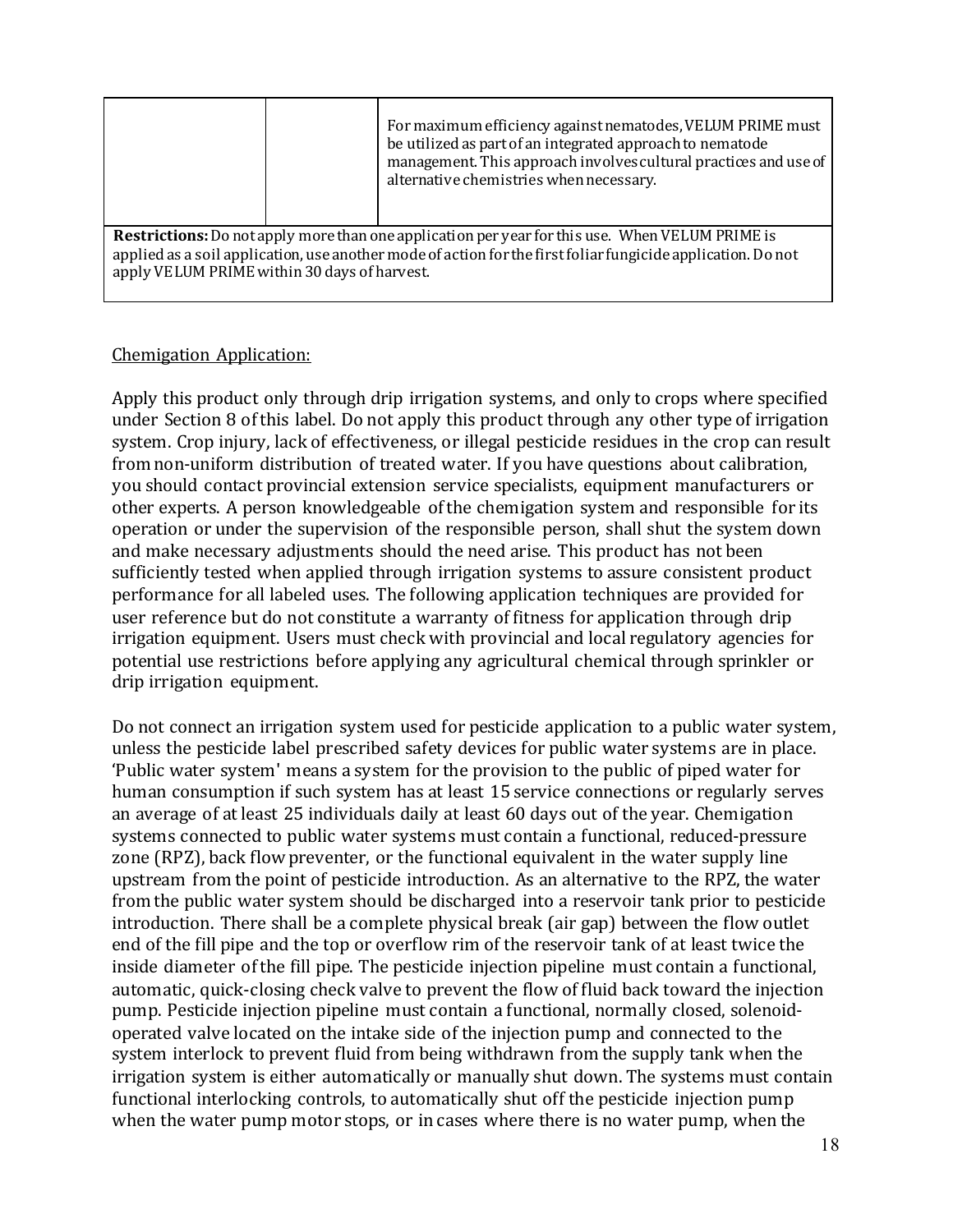| | | |
|---|---|---|
| | | For maximum efficiency against nematodes, VELUM PRIME must be utilized as part of an integrated approach to nematode management. This approach involves cultural practices and use of alternative chemistries when necessary. |
| **Restrictions:** Do not apply more than one application per year for this use. When VELUM PRIME is applied as a soil application, use another mode of action for the first foliar fungicide application. Do not apply VELUM PRIME within 30 days of harvest. | | |

<u>Chemigation Application:</u>

Apply this product only through drip irrigation systems, and only to crops where specified under Section 8 of this label. Do not apply this product through any other type of irrigation system. Crop injury, lack of effectiveness, or illegal pesticide residues in the crop can result from non-uniform distribution of treated water. If you have questions about calibration, you should contact provincial extension service specialists, equipment manufacturers or other experts. A person knowledgeable of the chemigation system and responsible for its operation or under the supervision of the responsible person, shall shut the system down and make necessary adjustments should the need arise. This product has not been sufficiently tested when applied through irrigation systems to assure consistent product performance for all labeled uses. The following application techniques are provided for user reference but do not constitute a warranty of fitness for application through drip irrigation equipment. Users must check with provincial and local regulatory agencies for potential use restrictions before applying any agricultural chemical through sprinkler or drip irrigation equipment.

Do not connect an irrigation system used for pesticide application to a public water system, unless the pesticide label prescribed safety devices for public water systems are in place. 'Public water system' means a system for the provision to the public of piped water for human consumption if such system has at least 15 service connections or regularly serves an average of at least 25 individuals daily at least 60 days out of the year. Chemigation systems connected to public water systems must contain a functional, reduced-pressure zone (RPZ), back flow preventer, or the functional equivalent in the water supply line upstream from the point of pesticide introduction. As an alternative to the RPZ, the water from the public water system should be discharged into a reservoir tank prior to pesticide introduction. There shall be a complete physical break (air gap) between the flow outlet end of the fill pipe and the top or overflow rim of the reservoir tank of at least twice the inside diameter of the fill pipe. The pesticide injection pipeline must contain a functional, automatic, quick-closing check valve to prevent the flow of fluid back toward the injection pump. Pesticide injection pipeline must contain a functional, normally closed, solenoid-operated valve located on the intake side of the injection pump and connected to the system interlock to prevent fluid from being withdrawn from the supply tank when the irrigation system is either automatically or manually shut down. The systems must contain functional interlocking controls, to automatically shut off the pesticide injection pump when the water pump motor stops, or in cases where there is no water pump, when the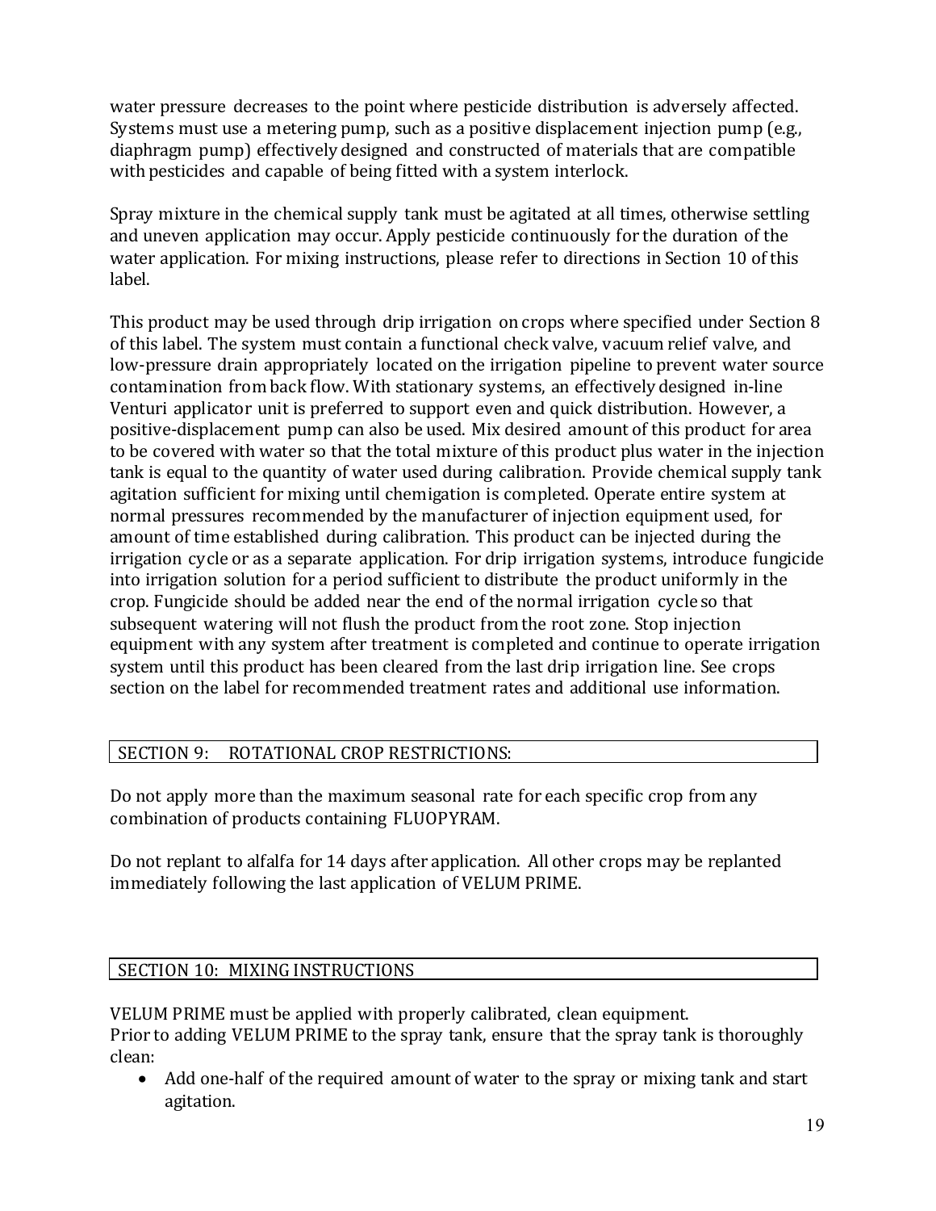water pressure decreases to the point where pesticide distribution is adversely affected. Systems must use a metering pump, such as a positive displacement injection pump (e.g., diaphragm pump) effectively designed and constructed of materials that are compatible with pesticides and capable of being fitted with a system interlock.

Spray mixture in the chemical supply tank must be agitated at all times, otherwise settling and uneven application may occur. Apply pesticide continuously for the duration of the water application. For mixing instructions, please refer to directions in Section 10 of this label.

This product may be used through drip irrigation on crops where specified under Section 8 of this label. The system must contain a functional check valve, vacuum relief valve, and low-pressure drain appropriately located on the irrigation pipeline to prevent water source contamination from back flow. With stationary systems, an effectively designed in-line Venturi applicator unit is preferred to support even and quick distribution. However, a positive-displacement pump can also be used. Mix desired amount of this product for area to be covered with water so that the total mixture of this product plus water in the injection tank is equal to the quantity of water used during calibration. Provide chemical supply tank agitation sufficient for mixing until chemigation is completed. Operate entire system at normal pressures recommended by the manufacturer of injection equipment used, for amount of time established during calibration. This product can be injected during the irrigation cycle or as a separate application. For drip irrigation systems, introduce fungicide into irrigation solution for a period sufficient to distribute the product uniformly in the crop. Fungicide should be added near the end of the normal irrigation cycle so that subsequent watering will not flush the product from the root zone. Stop injection equipment with any system after treatment is completed and continue to operate irrigation system until this product has been cleared from the last drip irrigation line. See crops section on the label for recommended treatment rates and additional use information.

## SECTION 9: ROTATIONAL CROP RESTRICTIONS:

Do not apply more than the maximum seasonal rate for each specific crop from any combination of products containing FLUOPYRAM.

Do not replant to alfalfa for 14 days after application. All other crops may be replanted immediately following the last application of VELUM PRIME.

## SECTION 10: MIXING INSTRUCTIONS

VELUM PRIME must be applied with properly calibrated, clean equipment.
Prior to adding VELUM PRIME to the spray tank, ensure that the spray tank is thoroughly clean:

- Add one-half of the required amount of water to the spray or mixing tank and start agitation.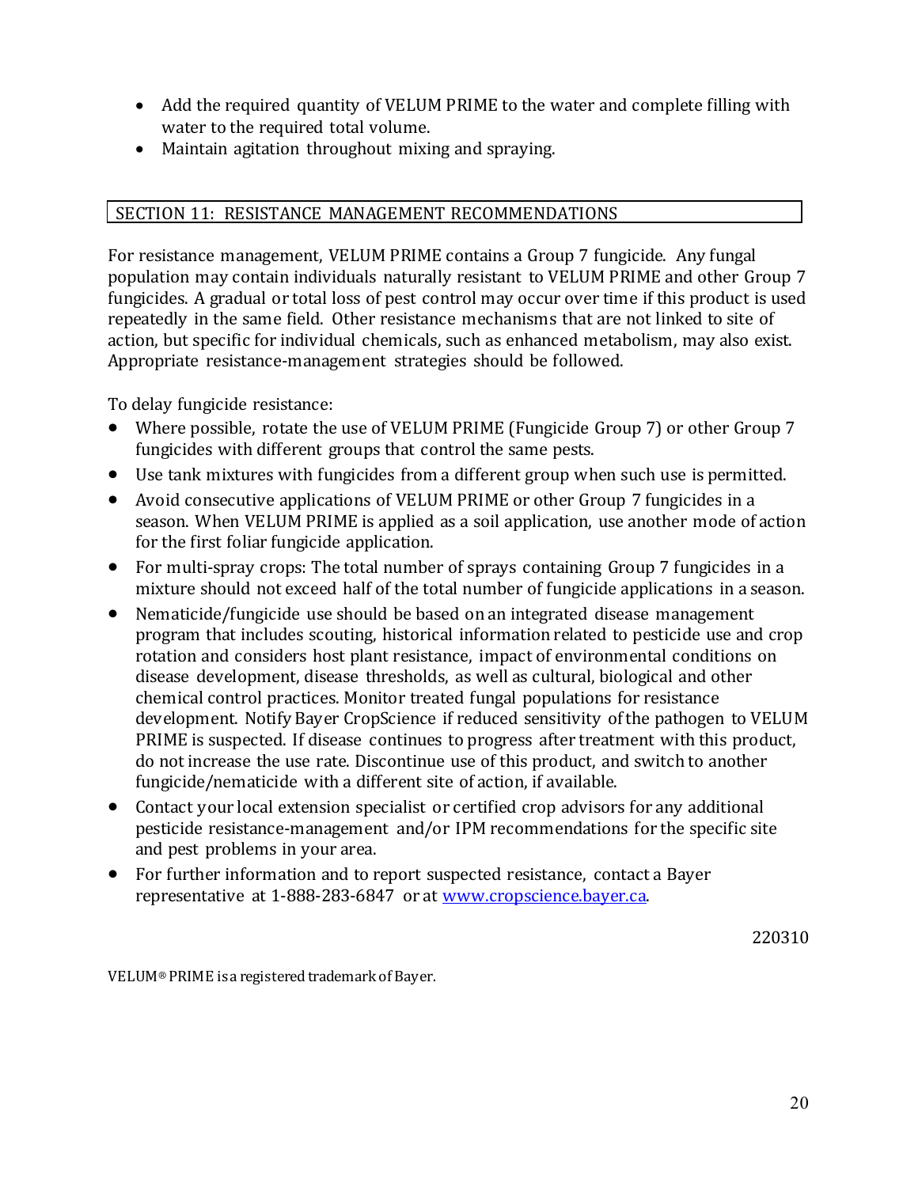- Add the required quantity of VELUM PRIME to the water and complete filling with water to the required total volume.
- Maintain agitation throughout mixing and spraying.

## SECTION 11: RESISTANCE MANAGEMENT RECOMMENDATIONS

For resistance management, VELUM PRIME contains a Group 7 fungicide. Any fungal population may contain individuals naturally resistant to VELUM PRIME and other Group 7 fungicides. A gradual or total loss of pest control may occur over time if this product is used repeatedly in the same field. Other resistance mechanisms that are not linked to site of action, but specific for individual chemicals, such as enhanced metabolism, may also exist. Appropriate resistance-management strategies should be followed.

To delay fungicide resistance:

- Where possible, rotate the use of VELUM PRIME (Fungicide Group 7) or other Group 7 fungicides with different groups that control the same pests.
- Use tank mixtures with fungicides from a different group when such use is permitted.
- Avoid consecutive applications of VELUM PRIME or other Group 7 fungicides in a season. When VELUM PRIME is applied as a soil application, use another mode of action for the first foliar fungicide application.
- For multi-spray crops: The total number of sprays containing Group 7 fungicides in a mixture should not exceed half of the total number of fungicide applications in a season.
- Nematicide/fungicide use should be based on an integrated disease management program that includes scouting, historical information related to pesticide use and crop rotation and considers host plant resistance, impact of environmental conditions on disease development, disease thresholds, as well as cultural, biological and other chemical control practices. Monitor treated fungal populations for resistance development. Notify Bayer CropScience if reduced sensitivity of the pathogen to VELUM PRIME is suspected. If disease continues to progress after treatment with this product, do not increase the use rate. Discontinue use of this product, and switch to another fungicide/nematicide with a different site of action, if available.
- Contact your local extension specialist or certified crop advisors for any additional pesticide resistance-management and/or IPM recommendations for the specific site and pest problems in your area.
- For further information and to report suspected resistance, contact a Bayer representative at 1-888-283-6847 or at www.cropscience.bayer.ca.

220310

VELUM® PRIME is a registered trademark of Bayer.